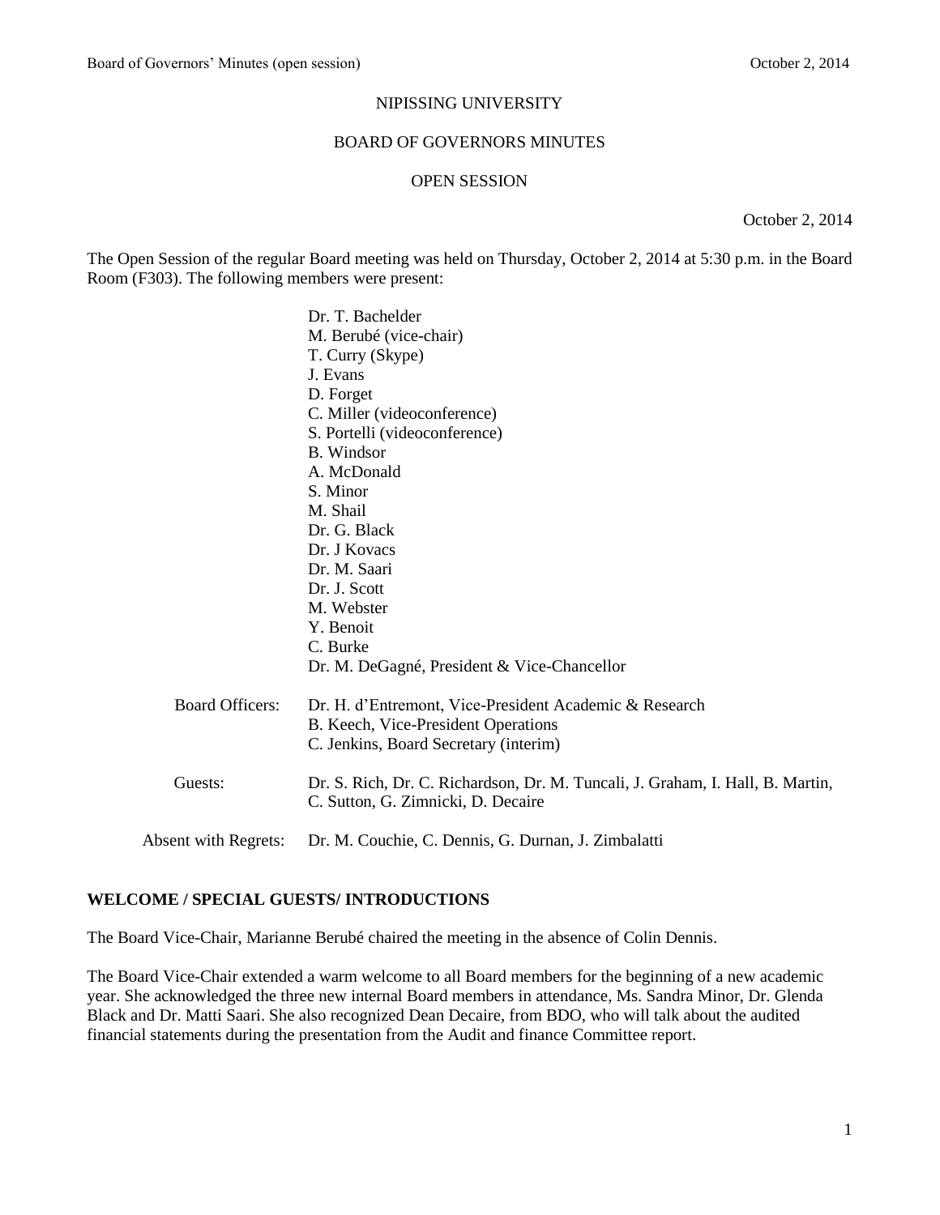NIPISSING UNIVERSITY

BOARD OF GOVERNORS MINUTES

OPEN SESSION

October 2, 2014

The Open Session of the regular Board meeting was held on Thursday, October 2, 2014 at 5:30 p.m. in the Board Room (F303). The following members were present:

Dr. T. Bachelder
M. Berubé (vice-chair)
T. Curry (Skype)
J. Evans
D. Forget
C. Miller (videoconference)
S. Portelli (videoconference)
B. Windsor
A. McDonald
S. Minor
M. Shail
Dr. G. Black
Dr. J Kovacs
Dr. M. Saari
Dr. J. Scott
M. Webster
Y. Benoit
C. Burke
Dr. M. DeGagné, President & Vice-Chancellor

Board Officers: Dr. H. d'Entremont, Vice-President Academic & Research
B. Keech, Vice-President Operations
C. Jenkins, Board Secretary (interim)

Guests: Dr. S. Rich, Dr. C. Richardson, Dr. M. Tuncali, J. Graham, I. Hall, B. Martin, C. Sutton, G. Zimnicki, D. Decaire

Absent with Regrets: Dr. M. Couchie, C. Dennis, G. Durnan, J. Zimbalatti

**WELCOME / SPECIAL GUESTS/ INTRODUCTIONS**

The Board Vice-Chair, Marianne Berubé chaired the meeting in the absence of Colin Dennis.

The Board Vice-Chair extended a warm welcome to all Board members for the beginning of a new academic year. She acknowledged the three new internal Board members in attendance, Ms. Sandra Minor, Dr. Glenda Black and Dr. Matti Saari. She also recognized Dean Decaire, from BDO, who will talk about the audited financial statements during the presentation from the Audit and finance Committee report.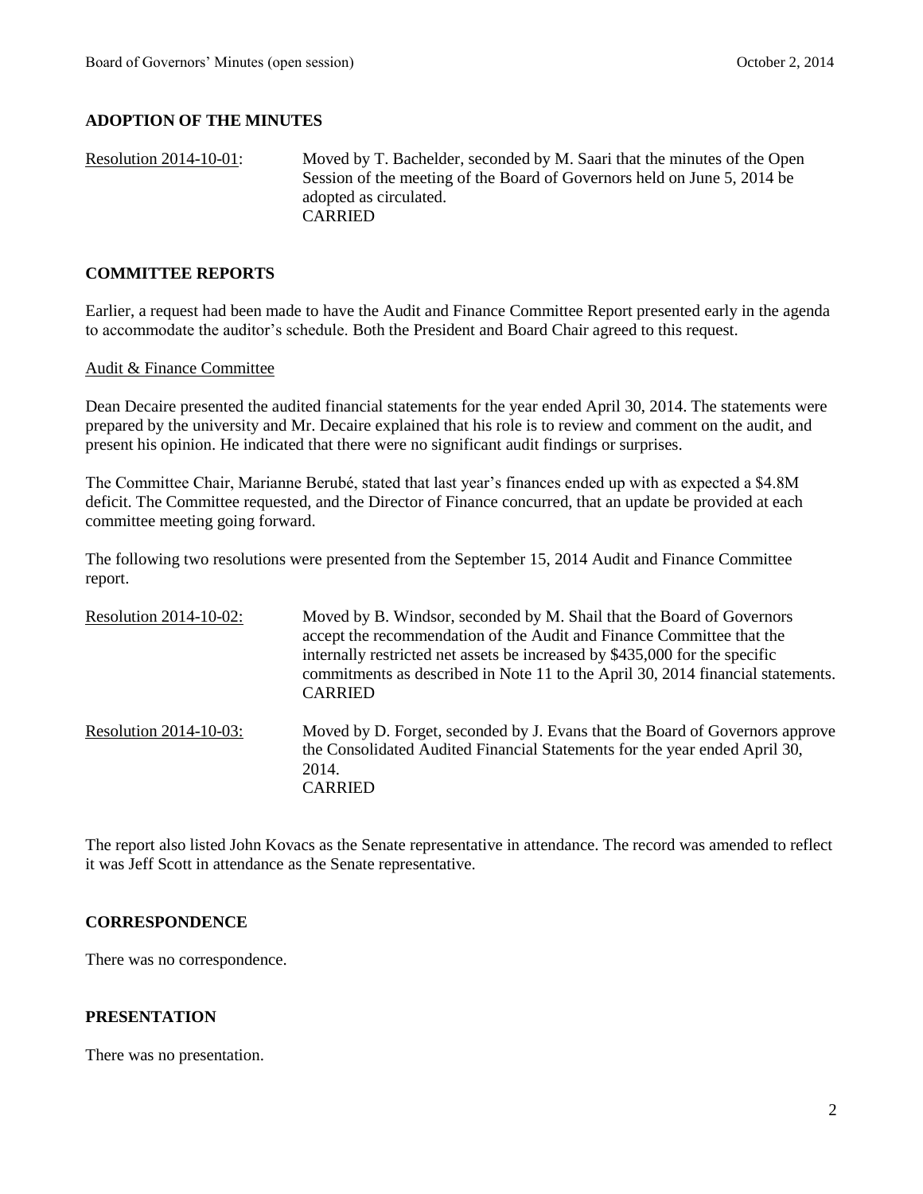## ADOPTION OF THE MINUTES

Resolution 2014-10-01: Moved by T. Bachelder, seconded by M. Saari that the minutes of the Open Session of the meeting of the Board of Governors held on June 5, 2014 be adopted as circulated.
CARRIED

## COMMITTEE REPORTS

Earlier, a request had been made to have the Audit and Finance Committee Report presented early in the agenda to accommodate the auditor's schedule. Both the President and Board Chair agreed to this request.

Audit & Finance Committee

Dean Decaire presented the audited financial statements for the year ended April 30, 2014. The statements were prepared by the university and Mr. Decaire explained that his role is to review and comment on the audit, and present his opinion. He indicated that there were no significant audit findings or surprises.

The Committee Chair, Marianne Berubé, stated that last year's finances ended up with as expected a $4.8M deficit. The Committee requested, and the Director of Finance concurred, that an update be provided at each committee meeting going forward.

The following two resolutions were presented from the September 15, 2014 Audit and Finance Committee report.

Resolution 2014-10-02: Moved by B. Windsor, seconded by M. Shail that the Board of Governors accept the recommendation of the Audit and Finance Committee that the internally restricted net assets be increased by $435,000 for the specific commitments as described in Note 11 to the April 30, 2014 financial statements.
CARRIED

Resolution 2014-10-03: Moved by D. Forget, seconded by J. Evans that the Board of Governors approve the Consolidated Audited Financial Statements for the year ended April 30, 2014.
CARRIED

The report also listed John Kovacs as the Senate representative in attendance. The record was amended to reflect it was Jeff Scott in attendance as the Senate representative.

## CORRESPONDENCE

There was no correspondence.

## PRESENTATION

There was no presentation.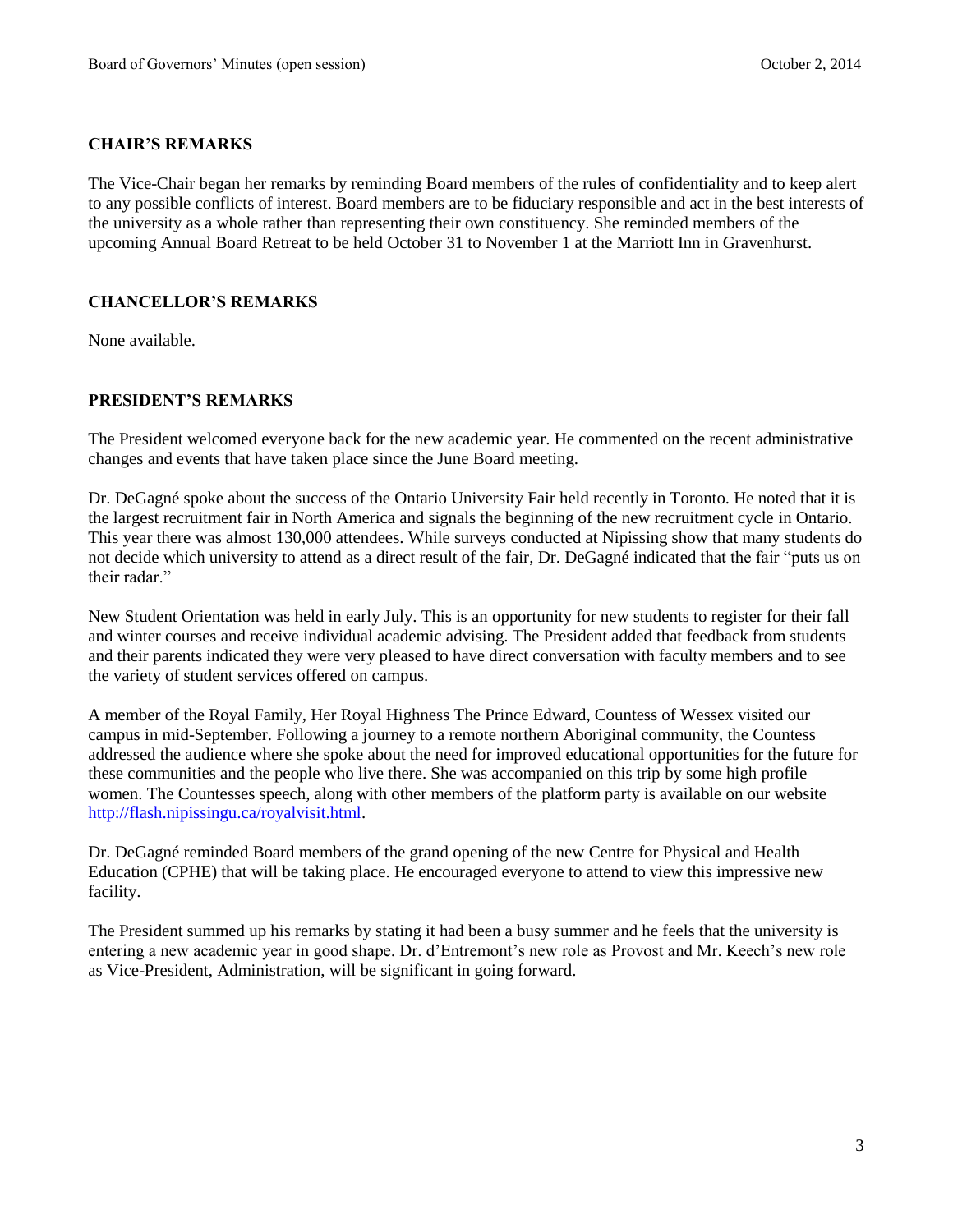## CHAIR'S REMARKS

The Vice-Chair began her remarks by reminding Board members of the rules of confidentiality and to keep alert to any possible conflicts of interest. Board members are to be fiduciary responsible and act in the best interests of the university as a whole rather than representing their own constituency. She reminded members of the upcoming Annual Board Retreat to be held October 31 to November 1 at the Marriott Inn in Gravenhurst.

## CHANCELLOR'S REMARKS

None available.

## PRESIDENT'S REMARKS

The President welcomed everyone back for the new academic year. He commented on the recent administrative changes and events that have taken place since the June Board meeting.

Dr. DeGagné spoke about the success of the Ontario University Fair held recently in Toronto. He noted that it is the largest recruitment fair in North America and signals the beginning of the new recruitment cycle in Ontario. This year there was almost 130,000 attendees. While surveys conducted at Nipissing show that many students do not decide which university to attend as a direct result of the fair, Dr. DeGagné indicated that the fair "puts us on their radar."

New Student Orientation was held in early July. This is an opportunity for new students to register for their fall and winter courses and receive individual academic advising. The President added that feedback from students and their parents indicated they were very pleased to have direct conversation with faculty members and to see the variety of student services offered on campus.

A member of the Royal Family, Her Royal Highness The Prince Edward, Countess of Wessex visited our campus in mid-September. Following a journey to a remote northern Aboriginal community, the Countess addressed the audience where she spoke about the need for improved educational opportunities for the future for these communities and the people who live there. She was accompanied on this trip by some high profile women. The Countesses speech, along with other members of the platform party is available on our website [http://flash.nipissingu.ca/royalvisit.html](http://flash.nipissingu.ca/royalvisit.html).

Dr. DeGagné reminded Board members of the grand opening of the new Centre for Physical and Health Education (CPHE) that will be taking place. He encouraged everyone to attend to view this impressive new facility.

The President summed up his remarks by stating it had been a busy summer and he feels that the university is entering a new academic year in good shape. Dr. d'Entremont's new role as Provost and Mr. Keech's new role as Vice-President, Administration, will be significant in going forward.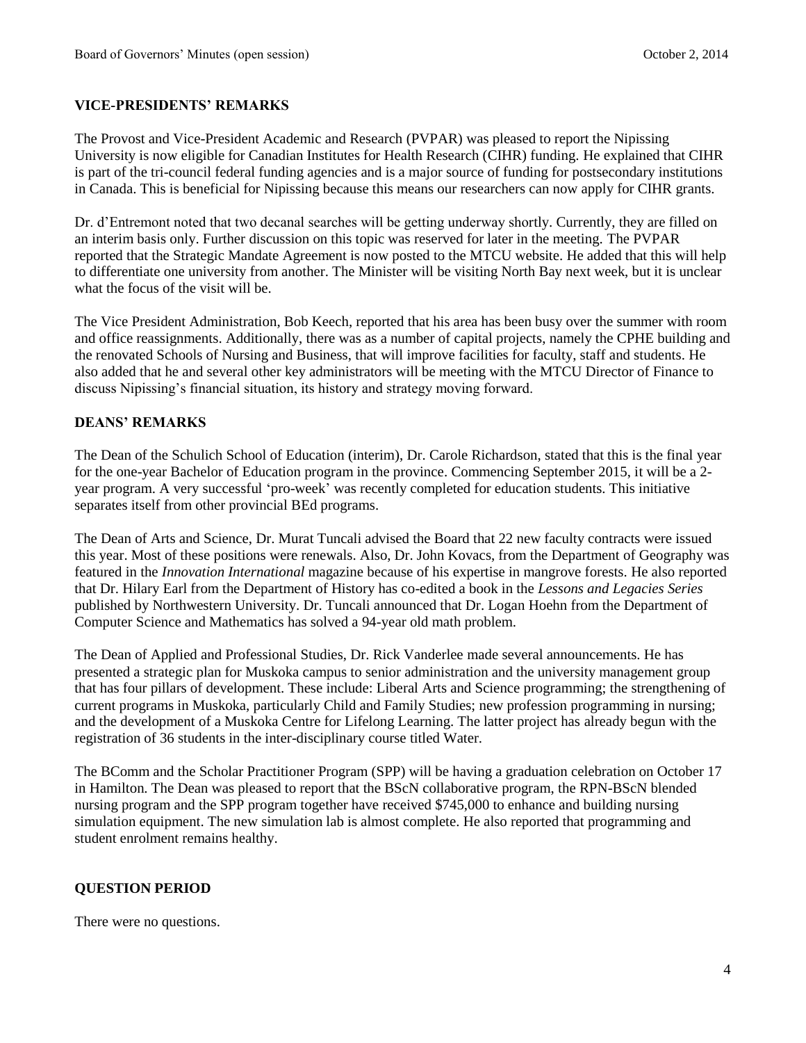## VICE-PRESIDENTS' REMARKS

The Provost and Vice-President Academic and Research (PVPAR) was pleased to report the Nipissing University is now eligible for Canadian Institutes for Health Research (CIHR) funding. He explained that CIHR is part of the tri-council federal funding agencies and is a major source of funding for postsecondary institutions in Canada. This is beneficial for Nipissing because this means our researchers can now apply for CIHR grants.

Dr. d'Entremont noted that two decanal searches will be getting underway shortly. Currently, they are filled on an interim basis only. Further discussion on this topic was reserved for later in the meeting. The PVPAR reported that the Strategic Mandate Agreement is now posted to the MTCU website. He added that this will help to differentiate one university from another. The Minister will be visiting North Bay next week, but it is unclear what the focus of the visit will be.

The Vice President Administration, Bob Keech, reported that his area has been busy over the summer with room and office reassignments. Additionally, there was as a number of capital projects, namely the CPHE building and the renovated Schools of Nursing and Business, that will improve facilities for faculty, staff and students. He also added that he and several other key administrators will be meeting with the MTCU Director of Finance to discuss Nipissing's financial situation, its history and strategy moving forward.

## DEANS' REMARKS

The Dean of the Schulich School of Education (interim), Dr. Carole Richardson, stated that this is the final year for the one-year Bachelor of Education program in the province. Commencing September 2015, it will be a 2-year program. A very successful 'pro-week' was recently completed for education students. This initiative separates itself from other provincial BEd programs.

The Dean of Arts and Science, Dr. Murat Tuncali advised the Board that 22 new faculty contracts were issued this year. Most of these positions were renewals. Also, Dr. John Kovacs, from the Department of Geography was featured in the *Innovation International* magazine because of his expertise in mangrove forests. He also reported that Dr. Hilary Earl from the Department of History has co-edited a book in the *Lessons and Legacies Series* published by Northwestern University. Dr. Tuncali announced that Dr. Logan Hoehn from the Department of Computer Science and Mathematics has solved a 94-year old math problem.

The Dean of Applied and Professional Studies, Dr. Rick Vanderlee made several announcements. He has presented a strategic plan for Muskoka campus to senior administration and the university management group that has four pillars of development. These include: Liberal Arts and Science programming; the strengthening of current programs in Muskoka, particularly Child and Family Studies; new profession programming in nursing; and the development of a Muskoka Centre for Lifelong Learning. The latter project has already begun with the registration of 36 students in the inter-disciplinary course titled Water.

The BComm and the Scholar Practitioner Program (SPP) will be having a graduation celebration on October 17 in Hamilton. The Dean was pleased to report that the BScN collaborative program, the RPN-BScN blended nursing program and the SPP program together have received $745,000 to enhance and building nursing simulation equipment. The new simulation lab is almost complete. He also reported that programming and student enrolment remains healthy.

## QUESTION PERIOD

There were no questions.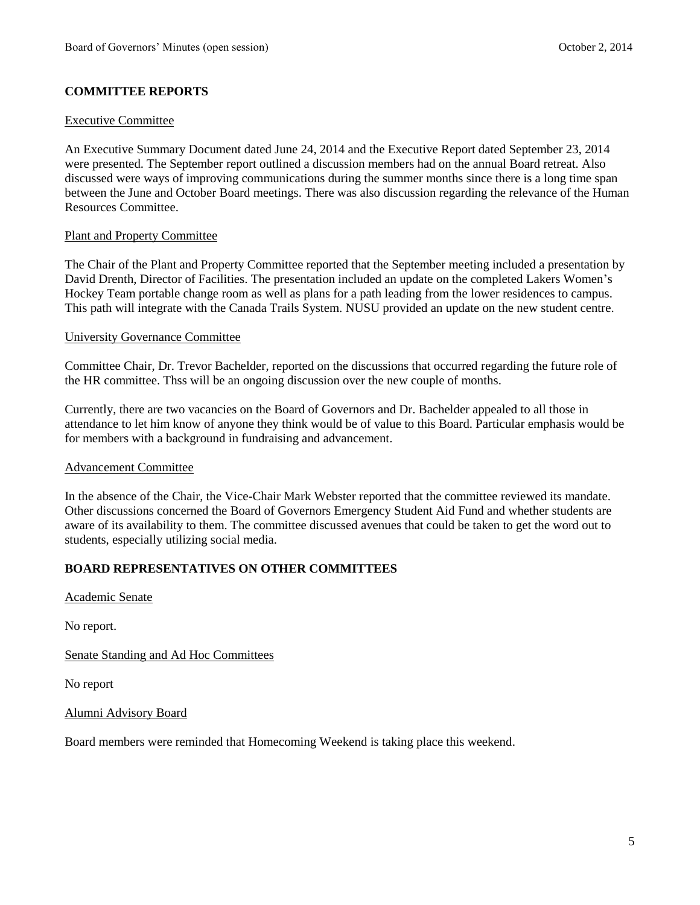## COMMITTEE REPORTS

### Executive Committee

An Executive Summary Document dated June 24, 2014 and the Executive Report dated September 23, 2014 were presented. The September report outlined a discussion members had on the annual Board retreat. Also discussed were ways of improving communications during the summer months since there is a long time span between the June and October Board meetings. There was also discussion regarding the relevance of the Human Resources Committee.

### Plant and Property Committee

The Chair of the Plant and Property Committee reported that the September meeting included a presentation by David Drenth, Director of Facilities. The presentation included an update on the completed Lakers Women's Hockey Team portable change room as well as plans for a path leading from the lower residences to campus. This path will integrate with the Canada Trails System. NUSU provided an update on the new student centre.

### University Governance Committee

Committee Chair, Dr. Trevor Bachelder, reported on the discussions that occurred regarding the future role of the HR committee. Thss will be an ongoing discussion over the new couple of months.

Currently, there are two vacancies on the Board of Governors and Dr. Bachelder appealed to all those in attendance to let him know of anyone they think would be of value to this Board. Particular emphasis would be for members with a background in fundraising and advancement.

### Advancement Committee

In the absence of the Chair, the Vice-Chair Mark Webster reported that the committee reviewed its mandate. Other discussions concerned the Board of Governors Emergency Student Aid Fund and whether students are aware of its availability to them. The committee discussed avenues that could be taken to get the word out to students, especially utilizing social media.

## BOARD REPRESENTATIVES ON OTHER COMMITTEES

### Academic Senate

No report.

### Senate Standing and Ad Hoc Committees

No report

### Alumni Advisory Board

Board members were reminded that Homecoming Weekend is taking place this weekend.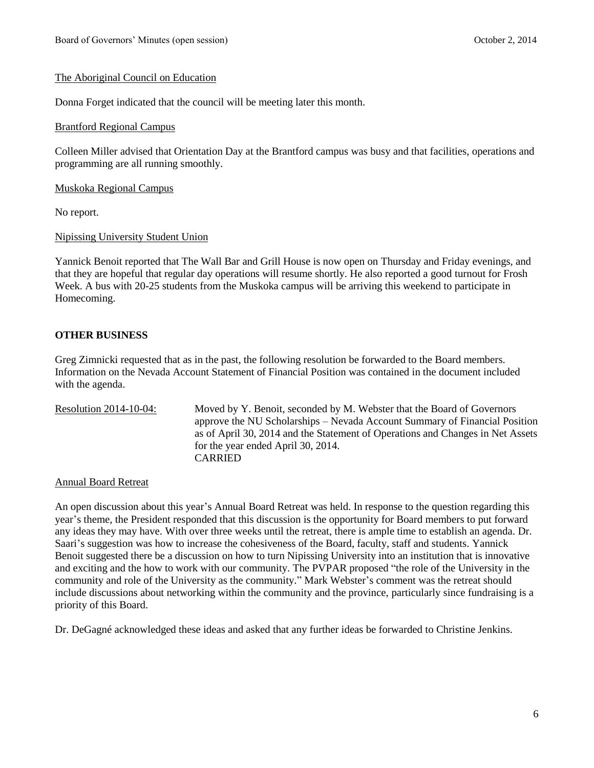The Aboriginal Council on Education

Donna Forget indicated that the council will be meeting later this month.

Brantford Regional Campus

Colleen Miller advised that Orientation Day at the Brantford campus was busy and that facilities, operations and programming are all running smoothly.

Muskoka Regional Campus

No report.

Nipissing University Student Union

Yannick Benoit reported that The Wall Bar and Grill House is now open on Thursday and Friday evenings, and that they are hopeful that regular day operations will resume shortly. He also reported a good turnout for Frosh Week. A bus with 20-25 students from the Muskoka campus will be arriving this weekend to participate in Homecoming.

**OTHER BUSINESS**

Greg Zimnicki requested that as in the past, the following resolution be forwarded to the Board members. Information on the Nevada Account Statement of Financial Position was contained in the document included with the agenda.

Resolution 2014-10-04: Moved by Y. Benoit, seconded by M. Webster that the Board of Governors approve the NU Scholarships – Nevada Account Summary of Financial Position as of April 30, 2014 and the Statement of Operations and Changes in Net Assets for the year ended April 30, 2014.
CARRIED

Annual Board Retreat

An open discussion about this year's Annual Board Retreat was held. In response to the question regarding this year's theme, the President responded that this discussion is the opportunity for Board members to put forward any ideas they may have. With over three weeks until the retreat, there is ample time to establish an agenda. Dr. Saari's suggestion was how to increase the cohesiveness of the Board, faculty, staff and students. Yannick Benoit suggested there be a discussion on how to turn Nipissing University into an institution that is innovative and exciting and the how to work with our community. The PVPAR proposed "the role of the University in the community and role of the University as the community." Mark Webster's comment was the retreat should include discussions about networking within the community and the province, particularly since fundraising is a priority of this Board.

Dr. DeGagné acknowledged these ideas and asked that any further ideas be forwarded to Christine Jenkins.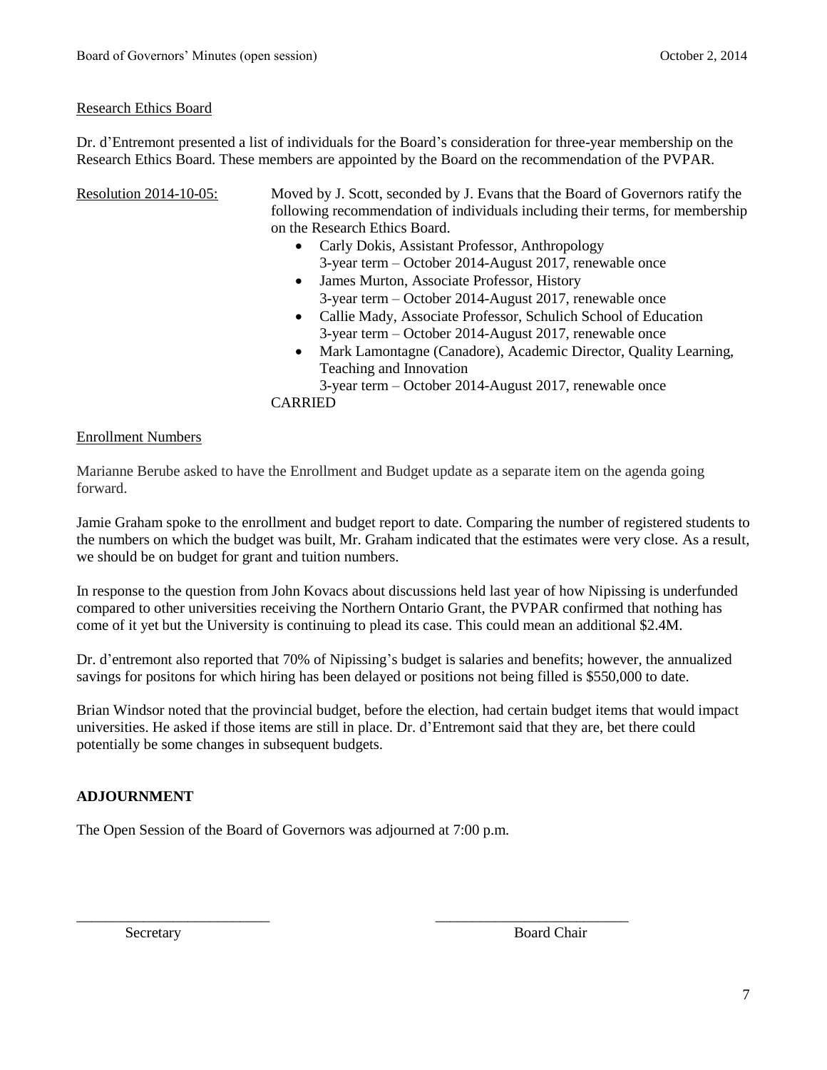Research Ethics Board

Dr. d'Entremont presented a list of individuals for the Board's consideration for three-year membership on the Research Ethics Board. These members are appointed by the Board on the recommendation of the PVPAR.

Resolution 2014-10-05: Moved by J. Scott, seconded by J. Evans that the Board of Governors ratify the following recommendation of individuals including their terms, for membership on the Research Ethics Board.

- Carly Dokis, Assistant Professor, Anthropology
  3-year term – October 2014-August 2017, renewable once
- James Murton, Associate Professor, History
  3-year term – October 2014-August 2017, renewable once
- Callie Mady, Associate Professor, Schulich School of Education
  3-year term – October 2014-August 2017, renewable once
- Mark Lamontagne (Canadore), Academic Director, Quality Learning, Teaching and Innovation
  3-year term – October 2014-August 2017, renewable once

CARRIED

Enrollment Numbers

Marianne Berube asked to have the Enrollment and Budget update as a separate item on the agenda going forward.

Jamie Graham spoke to the enrollment and budget report to date. Comparing the number of registered students to the numbers on which the budget was built, Mr. Graham indicated that the estimates were very close. As a result, we should be on budget for grant and tuition numbers.

In response to the question from John Kovacs about discussions held last year of how Nipissing is underfunded compared to other universities receiving the Northern Ontario Grant, the PVPAR confirmed that nothing has come of it yet but the University is continuing to plead its case. This could mean an additional $2.4M.

Dr. d'entremont also reported that 70% of Nipissing's budget is salaries and benefits; however, the annualized savings for positons for which hiring has been delayed or positions not being filled is $550,000 to date.

Brian Windsor noted that the provincial budget, before the election, had certain budget items that would impact universities. He asked if those items are still in place. Dr. d'Entremont said that they are, bet there could potentially be some changes in subsequent budgets.

**ADJOURNMENT**

The Open Session of the Board of Governors was adjourned at 7:00 p.m.

\_\_\_\_\_\_\_\_\_\_\_\_\_\_\_\_\_\_\_\_\_\_\_\_\_\_
Secretary

\_\_\_\_\_\_\_\_\_\_\_\_\_\_\_\_\_\_\_\_\_\_\_\_\_\_
Board Chair